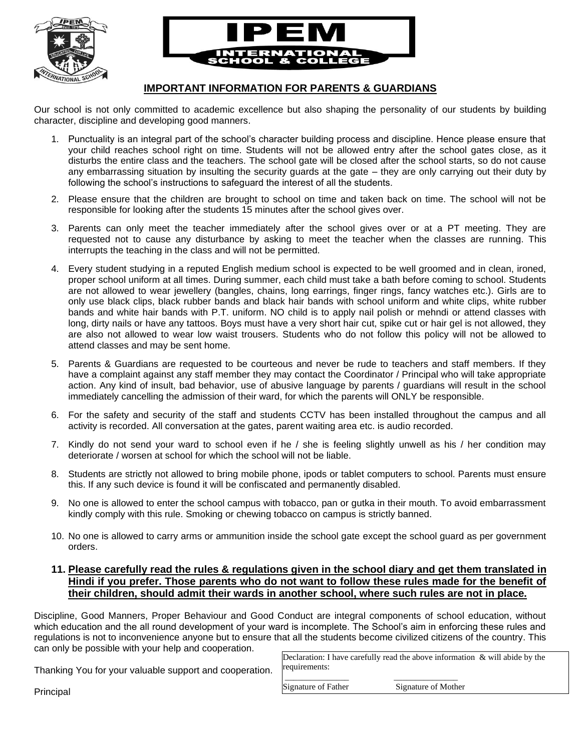# IPEM INTERNATIONAL SCHOOL & COLLEGE

## IMPORTANT INFORMATION FOR PARENTS & GUARDIANS

Our school is not only committed to academic excellence but also shaping the personality of our students by building character, discipline and developing good manners.

1. Punctuality is an integral part of the school's character building process and discipline. Hence please ensure that your child reaches school right on time. Students will not be allowed entry after the school gates close, as it disturbs the entire class and the teachers. The school gate will be closed after the school starts, so do not cause any embarrassing situation by insulting the security guards at the gate – they are only carrying out their duty by following the school's instructions to safeguard the interest of all the students.

2. Please ensure that the children are brought to school on time and taken back on time. The school will not be responsible for looking after the students 15 minutes after the school gives over.

3. Parents can only meet the teacher immediately after the school gives over or at a PT meeting. They are requested not to cause any disturbance by asking to meet the teacher when the classes are running. This interrupts the teaching in the class and will not be permitted.

4. Every student studying in a reputed English medium school is expected to be well groomed and in clean, ironed, proper school uniform at all times. During summer, each child must take a bath before coming to school. Students are not allowed to wear jewellery (bangles, chains, long earrings, finger rings, fancy watches etc.). Girls are to only use black clips, black rubber bands and black hair bands with school uniform and white clips, white rubber bands and white hair bands with P.T. uniform. NO child is to apply nail polish or mehndi or attend classes with long, dirty nails or have any tattoos. Boys must have a very short hair cut, spike cut or hair gel is not allowed, they are also not allowed to wear low waist trousers. Students who do not follow this policy will not be allowed to attend classes and may be sent home.

5. Parents & Guardians are requested to be courteous and never be rude to teachers and staff members. If they have a complaint against any staff member they may contact the Coordinator / Principal who will take appropriate action. Any kind of insult, bad behavior, use of abusive language by parents / guardians will result in the school immediately cancelling the admission of their ward, for which the parents will ONLY be responsible.

6. For the safety and security of the staff and students CCTV has been installed throughout the campus and all activity is recorded. All conversation at the gates, parent waiting area etc. is audio recorded.

7. Kindly do not send your ward to school even if he / she is feeling slightly unwell as his / her condition may deteriorate / worsen at school for which the school will not be liable.

8. Students are strictly not allowed to bring mobile phone, ipods or tablet computers to school. Parents must ensure this. If any such device is found it will be confiscated and permanently disabled.

9. No one is allowed to enter the school campus with tobacco, pan or gutka in their mouth. To avoid embarrassment kindly comply with this rule. Smoking or chewing tobacco on campus is strictly banned.

10. No one is allowed to carry arms or ammunition inside the school gate except the school guard as per government orders.

11. **Please carefully read the rules & regulations given in the school diary and get them translated in Hindi if you prefer. Those parents who do not want to follow these rules made for the benefit of their children, should admit their wards in another school, where such rules are not in place.**

Discipline, Good Manners, Proper Behaviour and Good Conduct are integral components of school education, without which education and the all round development of your ward is incomplete. The School's aim in enforcing these rules and regulations is not to inconvenience anyone but to ensure that all the students become civilized citizens of the country. This can only be possible with your help and cooperation.

Thanking You for your valuable support and cooperation.

Principal

Declaration: I have carefully read the above information & will abide by the requirements:

_______________ _______________

Signature of Father Signature of Mother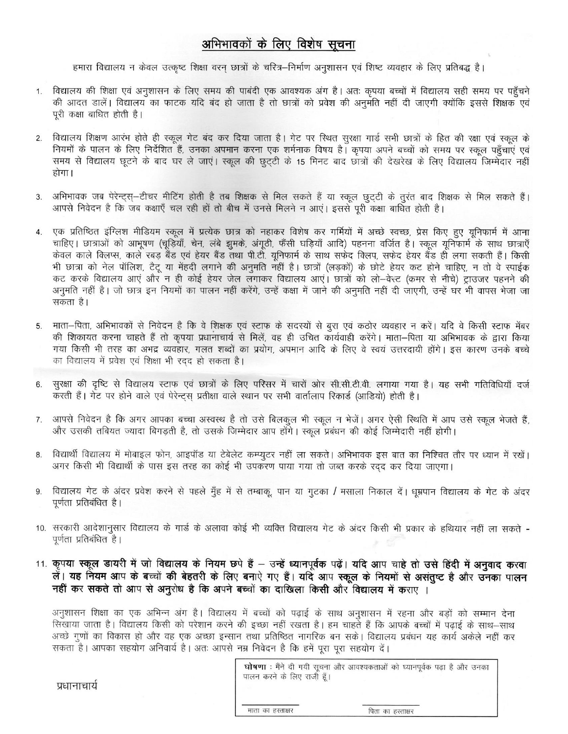# अभिभावकों के लिए विशेष सूचना

हमारा विद्यालय न केवल उत्कृष्ट शिक्षा वरन् छात्रों के चरित्र–निर्माण अनुशासन एवं शिष्ट व्यवहार के लिए प्रतिबद्ध है।

1. विद्यालय की शिक्षा एवं अनुशासन के लिए समय की पाबंदी एक आवश्यक अंग है। अतः कृपया बच्चों में विद्यालय सही समय पर पहुँचने की आदत डालें। विद्यालय का फाटक यदि बंद हो जाता है तो छात्रों को प्रवेश की अनुमति नहीं दी जाएगी क्योंकि इससे शिक्षक एवं पूरी कक्षा बाधित होती है।

2. विद्यालय शिक्षण आरंभ होते ही स्कूल गेट बंद कर दिया जाता है। गेट पर स्थित सुरक्षा गार्ड सभी छात्रों के हित की रक्षा एवं स्कूल के नियमों के पालन के लिए निर्देशित हैं, उनका अपमान करना एक शर्मनाक विषय है। कृपया अपने बच्चों को समय पर स्कूल पहुँचाएं एवं समय से विद्यालय छूटने के बाद घर ले जाएं। स्कूल की छुट्टी के 15 मिनट बाद छात्रों की देखरेख के लिए विद्यालय जिम्मेदार नहीं होगा।

3. अभिभावक जब पेरेन्ट्स्–टीचर मीटिंग होती है तब शिक्षक से मिल सकते हैं या स्कूल छुट्टी के तुरंत बाद शिक्षक से मिल सकते हैं। आपसे निवेदन है कि जब कक्षाएँ चल रही हों तो बीच में उनसे मिलने न आएं। इससे पूरी कक्षा बाधित होती है।

4. एक प्रतिष्ठित इंग्लिश मीडियम स्कूल में प्रत्येक छात्र को नहाकर विशेष कर गर्मियों में अच्छे स्वच्छ, प्रेस किए हुए यूनिफार्म में आना चाहिए। छात्राओं को आभूषण (चूड़ियाँ, चेन, लंबे झुमके, अंगूठी, फैंसी घड़ियाँ आदि) पहनना वर्जित है। स्कूल यूनिफार्म के साथ छात्राएँ केवल काले क्लिप्स, काले रबड़ बैंड एवं हेयर बैंड तथा पी.टी. यूनिफार्म के साथ सफेद क्लिप, सफेद हेयर बैंड ही लगा सकती हैं। किसी भी छात्रा को नेल पॉलिश, टैटू या मेंहदी लगाने की अनुमति नहीं है। छात्रों (लड़कों) के छोटे हेयर कट होने चाहिए, न तो वे स्पाईक कट करके विद्यालय आएं और न ही कोई हेयर जेल लगाकर विद्यालय आएं। छात्रों को लो–वेस्ट (कमर से नीचे) ट्राउजर पहनने की अनुमति नहीं है। जो छात्र इन नियमों का पालन नहीं करेंगे, उन्हें कक्षा में जाने की अनुमति नहीं दी जाएगी, उन्हें घर भी वापस भेजा जा सकता है।

5. माता–पिता, अभिभावकों से निवेदन है कि वे शिक्षक एवं स्टाफ के सदस्यों से बुरा एवं कठोर व्यवहार न करें। यदि वे किसी स्टाफ मेंबर की शिकायत करना चाहते हैं तो कृपया प्रधानाचार्य से मिलें, वह ही उचित कार्यवाही करेंगे। माता–पिता या अभिभावक के द्वारा किया गया किसी भी तरह का अभद्र व्यवहार, गलत शब्दों का प्रयोग, अपमान आदि के लिए वे स्वयं उत्तरदायी होंगे। इस कारण उनके बच्चे का विद्यालय में प्रवेश एवं शिक्षा भी रद्द हो सकता है।

6. सुरक्षा की दृष्टि से विद्यालय स्टाफ एवं छात्रों के लिए परिसर में चारों ओर सी.सी.टी.वी. लगाया गया है। यह सभी गतिविधियाँ दर्ज करती हैं। गेट पर होने वाले एवं पेरेन्ट्स् प्रतीक्षा वाले स्थान पर सभी वार्तालाप रिकार्ड (आडियो) होती है।

7. आपसे निवेदन है कि अगर आपका बच्चा अस्वस्थ है तो उसे बिलकुल भी स्कूल न भेजें। अगर ऐसी स्थिति में आप उसे स्कूल भेजते हैं, और उसकी तबियत ज्यादा बिगड़ती है, तो उसके जिम्मेदार आप होंगे। स्कूल प्रबंधन की कोई जिम्मेदारी नहीं होगी।

8. विद्यार्थी विद्यालय में मोबाइल फोन, आइपॉड या टेबेलेट कम्प्युटर नहीं ला सकते। अभिभावक इस बात का निश्चित तौर पर ध्यान में रखें। अगर किसी भी विद्यार्थी के पास इस तरह का कोई भी उपकरण पाया गया तो जब्त करके रद्द कर दिया जाएगा।

9. विद्यालय गेट के अंदर प्रवेश करने से पहले मुँह में से तम्बाकू, पान या गुटका / मसाला निकाल दें। धूम्रपान विद्यालय के गेट के अंदर पूर्णता प्रतिबंधित है।

10. सरकारी आदेशानुसार विद्यालय के गार्ड के अलावा कोई भी व्यक्ति विद्यालय गेट के अंदर किसी भी प्रकार के हथियार नहीं ला सकते - पूर्णता प्रतिबंधित है।

11. **कृपया स्कूल डायरी में जो विद्यालय के नियम छपे हैं – उन्हें ध्यानपूर्वक पढ़ें। यदि आप चाहे तो उसे हिंदी में अनुवाद करवा लें। यह नियम आप के बच्चों की बेहतरी के लिए बनाऐ गए हैं। यदि आप स्कूल के नियमों से असंतुष्ट है और उनका पालन नहीं कर सकते तो आप से अनुरोध है कि अपने बच्चों का दाखिला किसी और विद्यालय में कराए ।**

अनुशासन शिक्षा का एक अभिन्न अंग है। विद्यालय में बच्चों को पढ़ाई के साथ अनुशासन में रहना और बड़ों को सम्मान देना सिखाया जाता है। विद्यालय किसी को परेशान करने की इच्छा नहीं रखता है। हम चाहते हैं कि आपके बच्चों में पढ़ाई के साथ–साथ अच्छे गुणों का विकास हो और वह एक अच्छा इन्सान तथा प्रतिष्ठित नागरिक बन सके। विद्यालय प्रबंधन यह कार्य अकेले नहीं कर सकता है। आपका सहयोग अनिवार्य है। अतः आपसे नम्र निवेदन है कि हमें पूरा पूरा सहयोग दें।

प्रधानाचार्य

**घोषणा :** मैंने दी गयी सूचना और आवश्यकताओं को ध्यानपूर्वक पढ़ा है और उनका पालन करने के लिए राज़ी हूँ।

माता का हस्ताक्षर ____________ पिता का हस्ताक्षर ____________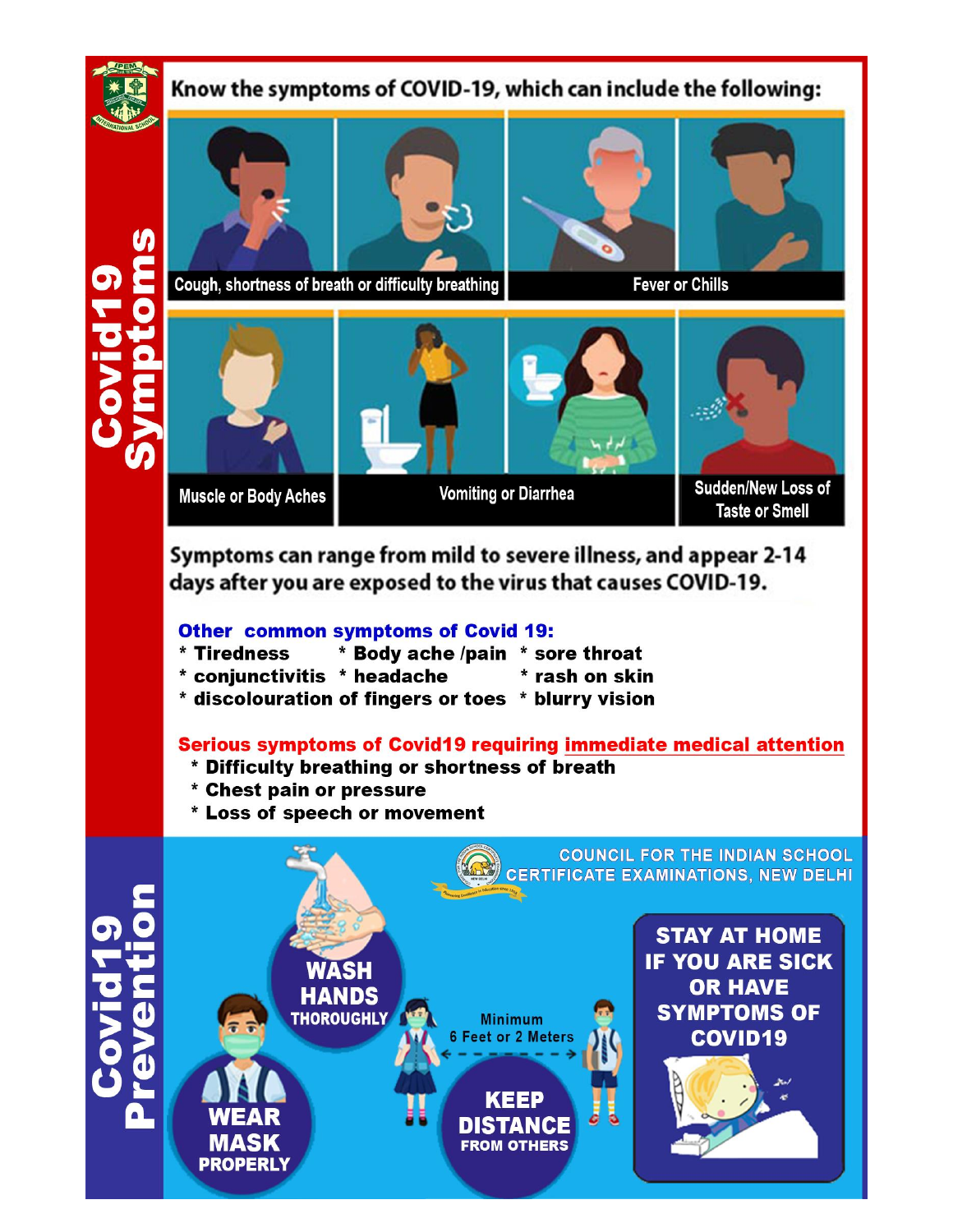# Covid19 Symptoms

## Know the symptoms of COVID-19, which can include the following:

- Cough, shortness of breath or difficulty breathing
- Fever or Chills
- Muscle or Body Aches
- Vomiting or Diarrhea
- Sudden/New Loss of Taste or Smell

Symptoms can range from mild to severe illness, and appear 2-14 days after you are exposed to the virus that causes COVID-19.

**Other common symptoms of Covid 19:**

* Tiredness
* Body ache /pain
* sore throat
* conjunctivitis
* headache
* rash on skin
* discolouration of fingers or toes
* blurry vision

**Serious symptoms of Covid19 requiring immediate medical attention**

* Difficulty breathing or shortness of breath
* Chest pain or pressure
* Loss of speech or movement

# Covid19 Prevention

COUNCIL FOR THE INDIAN SCHOOL CERTIFICATE EXAMINATIONS, NEW DELHI

- WASH HANDS THOROUGHLY
- WEAR MASK PROPERLY
- KEEP DISTANCE FROM OTHERS (Minimum 6 Feet or 2 Meters)
- STAY AT HOME IF YOU ARE SICK OR HAVE SYMPTOMS OF COVID19